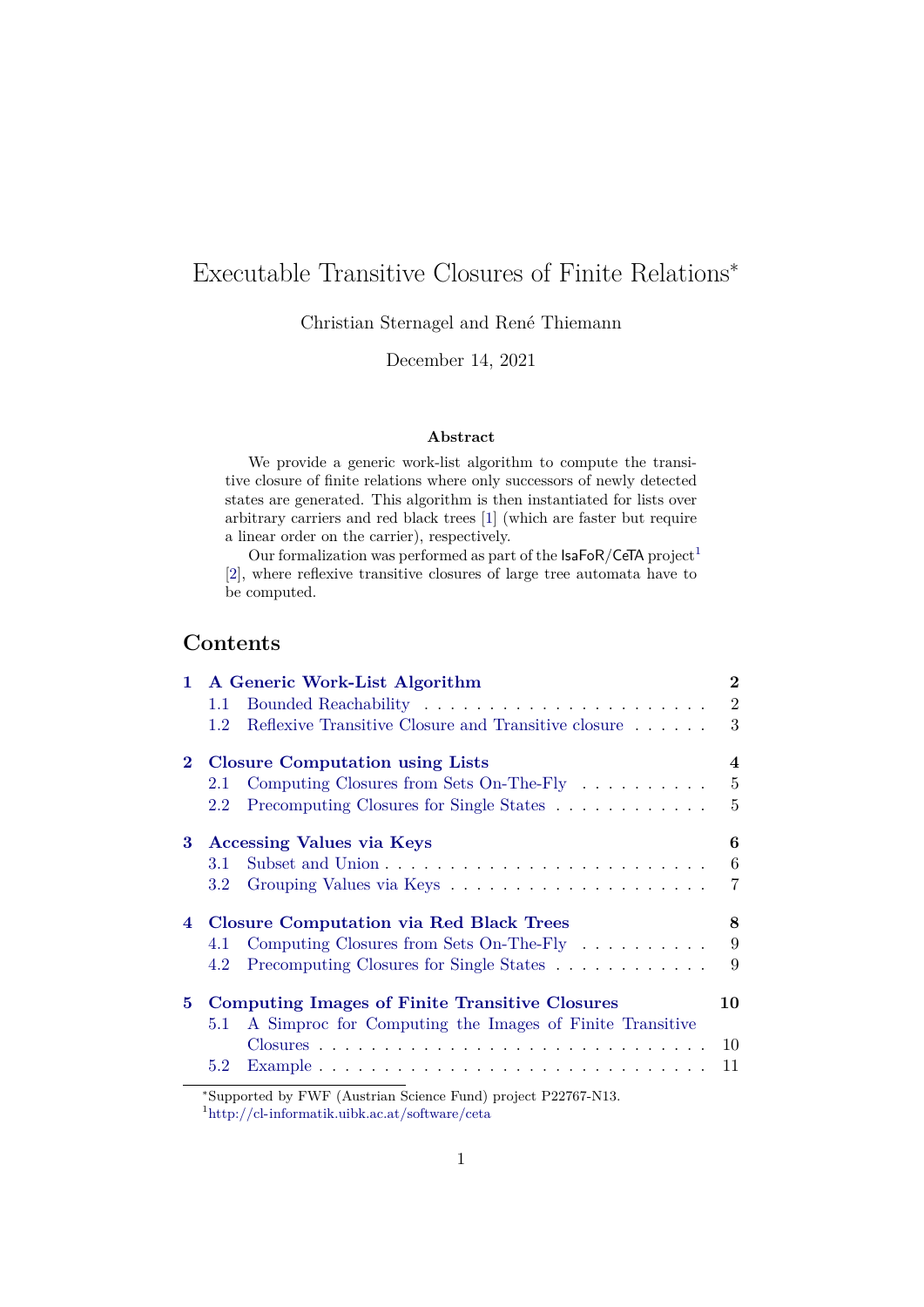# Executable Transitive Closures of Finite Relations*

Christian Sternagel and René Thiemann

December 14, 2021

### Abstract

We provide a generic work-list algorithm to compute the transitive closure of finite relations where only successors of newly detected states are generated. This algorithm is then instantiated for lists over arbitrary carriers and red black trees [1] (which are faster but require a linear order on the carrier), respectively.

Our formalization was performed as part of the IsaFoR/CeTA project[1] [2], where reflexive transitive closures of large tree automata have to be computed.

## Contents

- **1 A Generic Work-List Algorithm** — 2
  - 1.1 Bounded Reachability — 2
  - 1.2 Reflexive Transitive Closure and Transitive closure — 3
- **2 Closure Computation using Lists** — 4
  - 2.1 Computing Closures from Sets On-The-Fly — 5
  - 2.2 Precomputing Closures for Single States — 5
- **3 Accessing Values via Keys** — 6
  - 3.1 Subset and Union — 6
  - 3.2 Grouping Values via Keys — 7
- **4 Closure Computation via Red Black Trees** — 8
  - 4.1 Computing Closures from Sets On-The-Fly — 9
  - 4.2 Precomputing Closures for Single States — 9
- **5 Computing Images of Finite Transitive Closures** — 10
  - 5.1 A Simproc for Computing the Images of Finite Transitive Closures — 10
  - 5.2 Example — 11

---

*Supported by FWF (Austrian Science Fund) project P22767-N13.

[1] http://cl-informatik.uibk.ac.at/software/ceta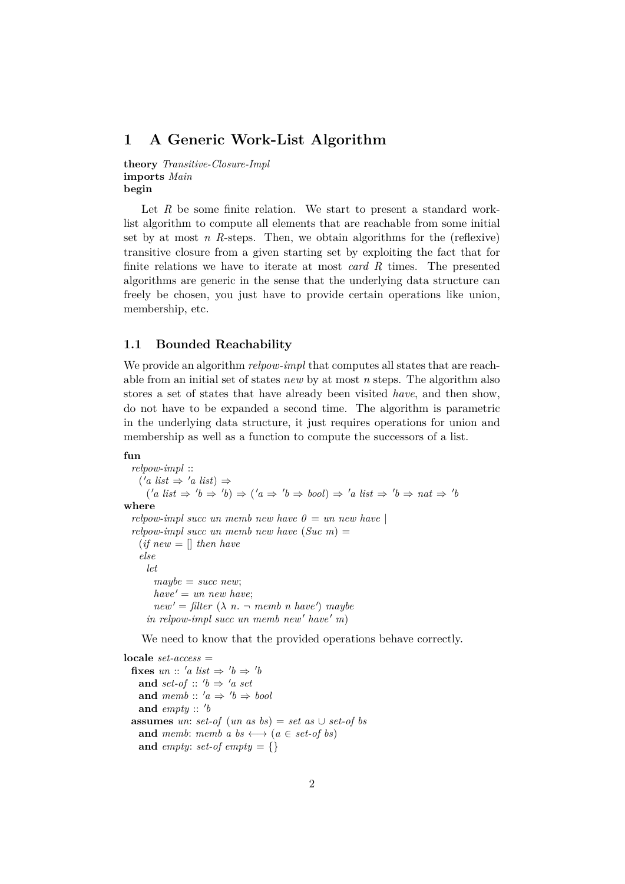# 1 A Generic Work-List Algorithm

**theory** *Transitive-Closure-Impl*
**imports** *Main*
**begin**

Let $R$ be some finite relation. We start to present a standard work-list algorithm to compute all elements that are reachable from some initial set by at most $n$ $R$-steps. Then, we obtain algorithms for the (reflexive) transitive closure from a given starting set by exploiting the fact that for finite relations we have to iterate at most *card R* times. The presented algorithms are generic in the sense that the underlying data structure can freely be chosen, you just have to provide certain operations like union, membership, etc.

## 1.1 Bounded Reachability

We provide an algorithm *relpow-impl* that computes all states that are reachable from an initial set of states *new* by at most *n* steps. The algorithm also stores a set of states that have already been visited *have*, and then show, do not have to be expanded a second time. The algorithm is parametric in the underlying data structure, it just requires operations for union and membership as well as a function to compute the successors of a list.

```
fun
  relpow-impl ::
    ('a list ⇒ 'a list) ⇒
      ('a list ⇒ 'b ⇒ 'b) ⇒ ('a ⇒ 'b ⇒ bool) ⇒ 'a list ⇒ 'b ⇒ nat ⇒ 'b
where
  relpow-impl succ un memb new have 0 = un new have |
  relpow-impl succ un memb new have (Suc m) =
    (if new = [] then have
    else
      let
        maybe = succ new;
        have' = un new have;
        new' = filter (λ n. ¬ memb n have') maybe
      in relpow-impl succ un memb new' have' m)
```

We need to know that the provided operations behave correctly.

```
locale set-access =
  fixes un :: 'a list ⇒ 'b ⇒ 'b
    and set-of :: 'b ⇒ 'a set
    and memb :: 'a ⇒ 'b ⇒ bool
    and empty :: 'b
  assumes un: set-of (un as bs) = set as ∪ set-of bs
    and memb: memb a bs ⟷ (a ∈ set-of bs)
    and empty: set-of empty = {}
```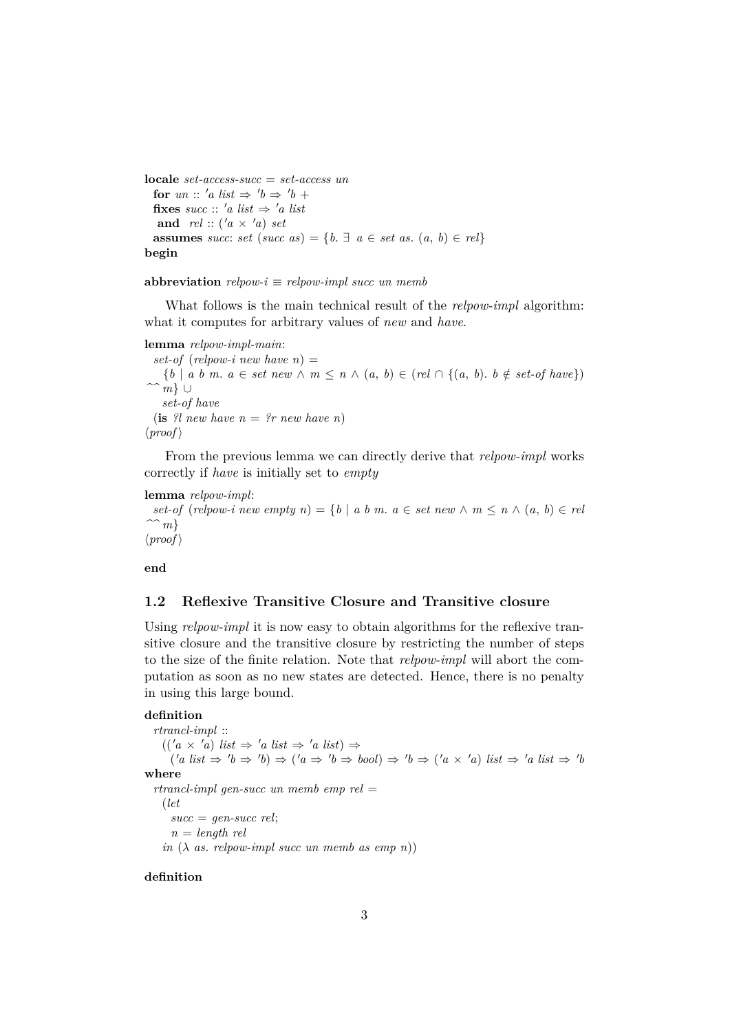```
locale set-access-succ = set-access un
  for un :: 'a list ⇒ 'b ⇒ 'b +
  fixes succ :: 'a list ⇒ 'a list
   and rel :: ('a × 'a) set
  assumes succ: set (succ as) = {b. ∃ a ∈ set as. (a, b) ∈ rel}
begin

abbreviation relpow-i ≡ relpow-impl succ un memb
```

What follows is the main technical result of the *relpow-impl* algorithm: what it computes for arbitrary values of *new* and *have*.

```
lemma relpow-impl-main:
  set-of (relpow-i new have n) =
    {b | a b m. a ∈ set new ∧ m ≤ n ∧ (a, b) ∈ (rel ∩ {(a, b). b ∉ set-of have})
  ^^ m} ∪
    set-of have
  (is ?l new have n = ?r new have n)
⟨proof⟩
```

From the previous lemma we can directly derive that *relpow-impl* works correctly if *have* is initially set to *empty*

```
lemma relpow-impl:
  set-of (relpow-i new empty n) = {b | a b m. a ∈ set new ∧ m ≤ n ∧ (a, b) ∈ rel
  ^^ m}
⟨proof⟩

end
```

## 1.2 Reflexive Transitive Closure and Transitive closure

Using *relpow-impl* it is now easy to obtain algorithms for the reflexive transitive closure and the transitive closure by restricting the number of steps to the size of the finite relation. Note that *relpow-impl* will abort the computation as soon as no new states are detected. Hence, there is no penalty in using this large bound.

```
definition
  rtrancl-impl ::
    (('a × 'a) list ⇒ 'a list ⇒ 'a list) ⇒
      ('a list ⇒ 'b ⇒ 'b) ⇒ ('a ⇒ 'b ⇒ bool) ⇒ 'b ⇒ ('a × 'a) list ⇒ 'a list ⇒ 'b
where
  rtrancl-impl gen-succ un memb emp rel =
    (let
      succ = gen-succ rel;
      n = length rel
    in (λ as. relpow-impl succ un memb as emp n))

definition
```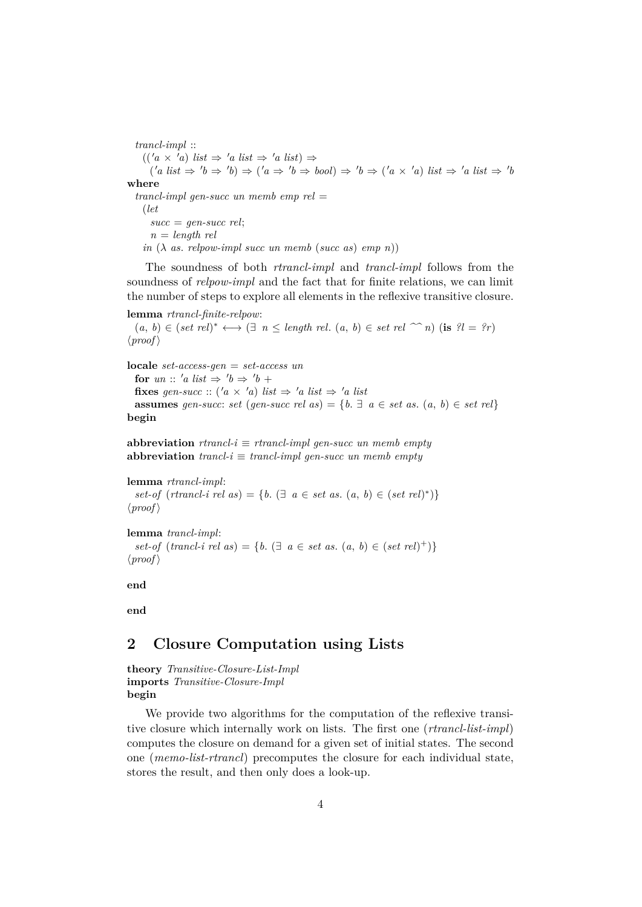*trancl-impl* ::
  $(('a \times 'a)\ list \Rightarrow 'a\ list \Rightarrow 'a\ list) \Rightarrow$
    $('a\ list \Rightarrow 'b \Rightarrow 'b) \Rightarrow ('a \Rightarrow 'b \Rightarrow bool) \Rightarrow 'b \Rightarrow ('a \times 'a)\ list \Rightarrow 'a\ list \Rightarrow 'b$
**where**
  *trancl-impl gen-succ un memb emp rel* =
    (*let*
      *succ* = *gen-succ rel*;
      *n* = *length rel*
    *in* (λ *as. relpow-impl succ un memb* (*succ as*) *emp n*))

The soundness of both *rtrancl-impl* and *trancl-impl* follows from the soundness of *relpow-impl* and the fact that for finite relations, we can limit the number of steps to explore all elements in the reflexive transitive closure.

**lemma** *rtrancl-finite-relpow*:
  $(a, b) \in (set\ rel)^* \longleftrightarrow (\exists\ n \leq length\ rel.\ (a, b) \in set\ rel\ \widehat{}\widehat{}\ n)$ (**is** *?l* = *?r*)
⟨*proof*⟩

**locale** *set-access-gen* = *set-access un*
  **for** $un :: 'a\ list \Rightarrow 'b \Rightarrow 'b$ +
  **fixes** $gen\text{-}succ :: ('a \times 'a)\ list \Rightarrow 'a\ list \Rightarrow 'a\ list$
  **assumes** *gen-succ*: $set\ (gen\text{-}succ\ rel\ as) = \{b.\ \exists\ a \in set\ as.\ (a, b) \in set\ rel\}$
**begin**

**abbreviation** *rtrancl-i* ≡ *rtrancl-impl gen-succ un memb empty*
**abbreviation** *trancl-i* ≡ *trancl-impl gen-succ un memb empty*

**lemma** *rtrancl-impl*:
  $set\text{-}of\ (rtrancl\text{-}i\ rel\ as) = \{b.\ (\exists\ a \in set\ as.\ (a, b) \in (set\ rel)^*)\}$
⟨*proof*⟩

**lemma** *trancl-impl*:
  $set\text{-}of\ (trancl\text{-}i\ rel\ as) = \{b.\ (\exists\ a \in set\ as.\ (a, b) \in (set\ rel)^+)\}$
⟨*proof*⟩

**end**

**end**

## 2 Closure Computation using Lists

**theory** *Transitive-Closure-List-Impl*
**imports** *Transitive-Closure-Impl*
**begin**

We provide two algorithms for the computation of the reflexive transitive closure which internally work on lists. The first one (*rtrancl-list-impl*) computes the closure on demand for a given set of initial states. The second one (*memo-list-rtrancl*) precomputes the closure for each individual state, stores the result, and then only does a look-up.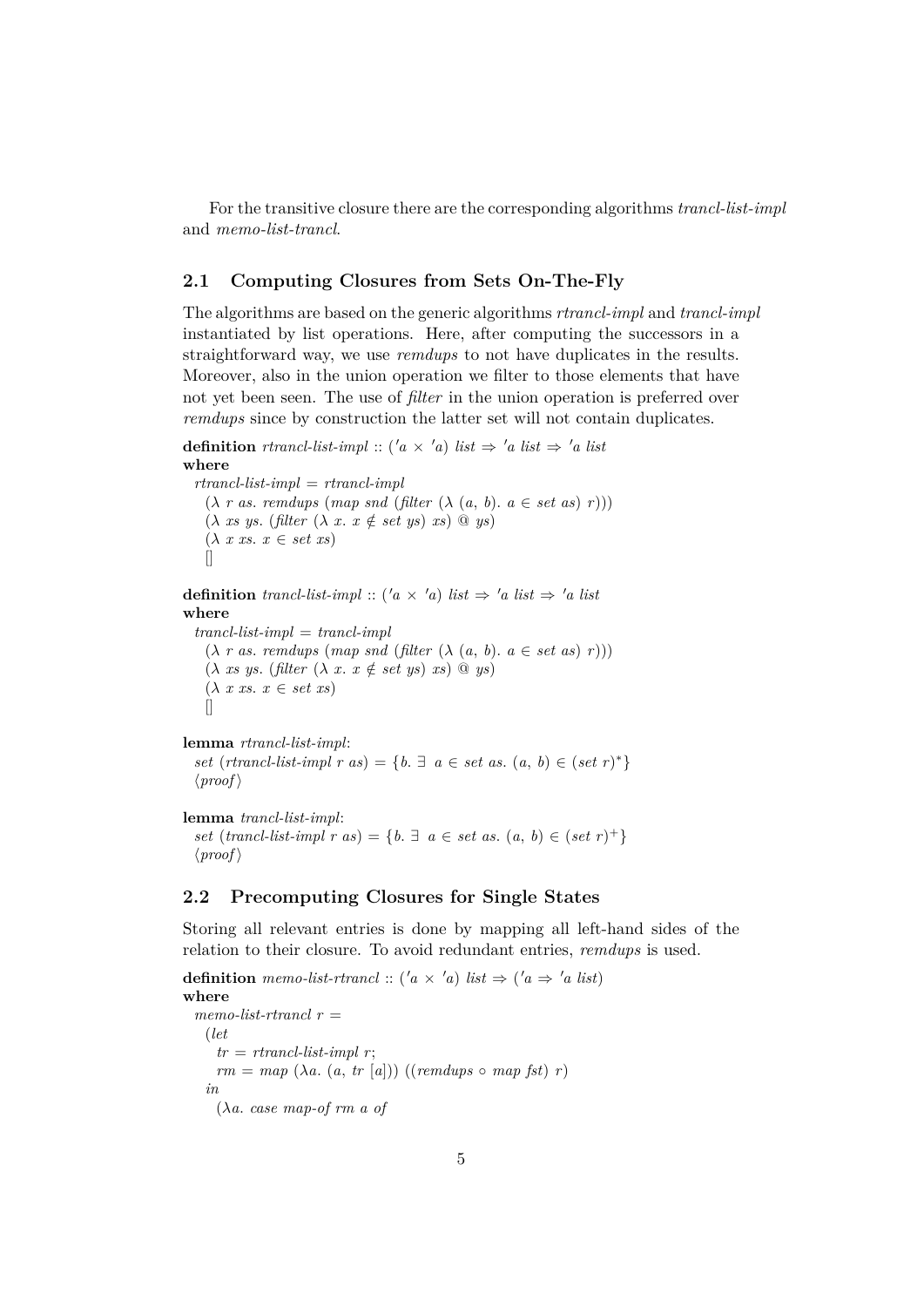For the transitive closure there are the corresponding algorithms *trancl-list-impl* and *memo-list-trancl*.

### 2.1 Computing Closures from Sets On-The-Fly

The algorithms are based on the generic algorithms *rtrancl-impl* and *trancl-impl* instantiated by list operations. Here, after computing the successors in a straightforward way, we use *remdups* to not have duplicates in the results. Moreover, also in the union operation we filter to those elements that have not yet been seen. The use of *filter* in the union operation is preferred over *remdups* since by construction the latter set will not contain duplicates.

```
definition rtrancl-list-impl :: ('a × 'a) list ⇒ 'a list ⇒ 'a list
where
  rtrancl-list-impl = rtrancl-impl
    (λ r as. remdups (map snd (filter (λ (a, b). a ∈ set as) r)))
    (λ xs ys. (filter (λ x. x ∉ set ys) xs) @ ys)
    (λ x xs. x ∈ set xs)
    []

definition trancl-list-impl :: ('a × 'a) list ⇒ 'a list ⇒ 'a list
where
  trancl-list-impl = trancl-impl
    (λ r as. remdups (map snd (filter (λ (a, b). a ∈ set as) r)))
    (λ xs ys. (filter (λ x. x ∉ set ys) xs) @ ys)
    (λ x xs. x ∈ set xs)
    []

lemma rtrancl-list-impl:
  set (rtrancl-list-impl r as) = {b. ∃ a ∈ set as. (a, b) ∈ (set r)^*}
  ⟨proof⟩

lemma trancl-list-impl:
  set (trancl-list-impl r as) = {b. ∃ a ∈ set as. (a, b) ∈ (set r)^+}
  ⟨proof⟩
```

### 2.2 Precomputing Closures for Single States

Storing all relevant entries is done by mapping all left-hand sides of the relation to their closure. To avoid redundant entries, *remdups* is used.

```
definition memo-list-rtrancl :: ('a × 'a) list ⇒ ('a ⇒ 'a list)
where
  memo-list-rtrancl r =
    (let
      tr = rtrancl-list-impl r;
      rm = map (λa. (a, tr [a])) ((remdups ∘ map fst) r)
    in
      (λa. case map-of rm a of
```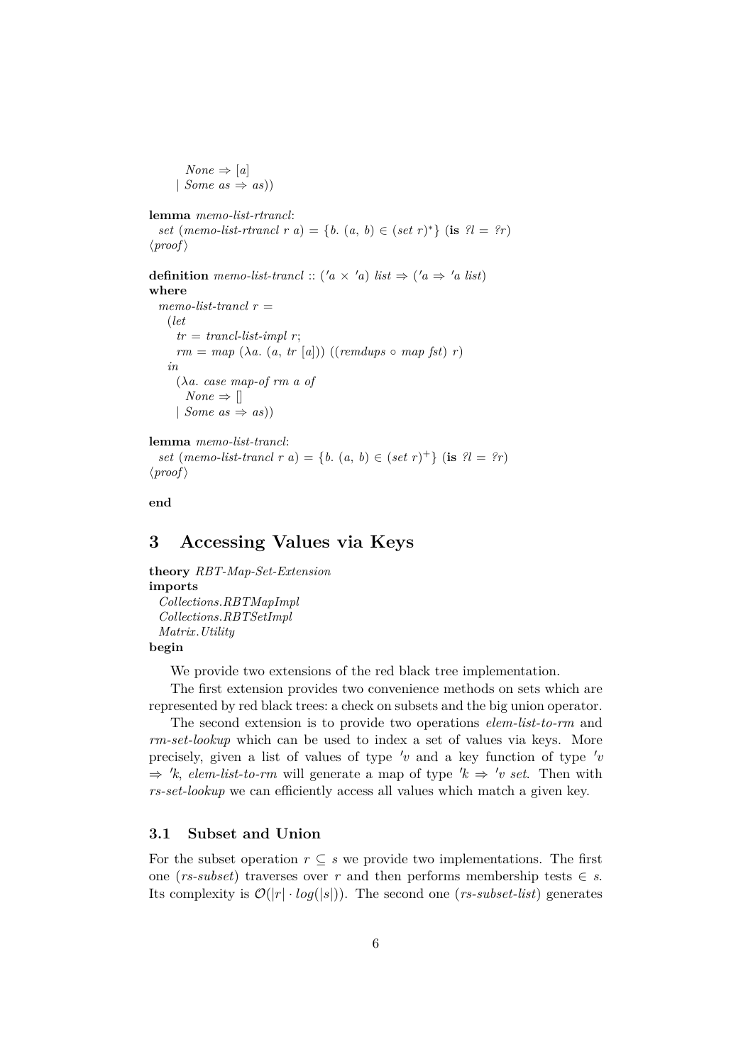```
    None ⇒ [a]
  | Some as ⇒ as))

lemma memo-list-rtrancl:
  set (memo-list-rtrancl r a) = {b. (a, b) ∈ (set r)*} (is ?l = ?r)
⟨proof⟩

definition memo-list-trancl :: ('a × 'a) list ⇒ ('a ⇒ 'a list)
where
  memo-list-trancl r =
    (let
      tr = trancl-list-impl r;
      rm = map (λa. (a, tr [a])) ((remdups ∘ map fst) r)
    in
      (λa. case map-of rm a of
        None ⇒ []
      | Some as ⇒ as))

lemma memo-list-trancl:
  set (memo-list-trancl r a) = {b. (a, b) ∈ (set r)+} (is ?l = ?r)
⟨proof⟩

end
```

# 3 Accessing Values via Keys

```
theory RBT-Map-Set-Extension
imports
  Collections.RBTMapImpl
  Collections.RBTSetImpl
  Matrix.Utility
begin
```

We provide two extensions of the red black tree implementation.

The first extension provides two convenience methods on sets which are represented by red black trees: a check on subsets and the big union operator.

The second extension is to provide two operations *elem-list-to-rm* and *rm-set-lookup* which can be used to index a set of values via keys. More precisely, given a list of values of type *'v* and a key function of type *'v ⇒ 'k*, *elem-list-to-rm* will generate a map of type *'k ⇒ 'v set*. Then with *rs-set-lookup* we can efficiently access all values which match a given key.

## 3.1 Subset and Union

For the subset operation $r \subseteq s$ we provide two implementations. The first one (*rs-subset*) traverses over $r$ and then performs membership tests $\in s$. Its complexity is $\mathcal{O}(|r| \cdot log(|s|))$. The second one (*rs-subset-list*) generates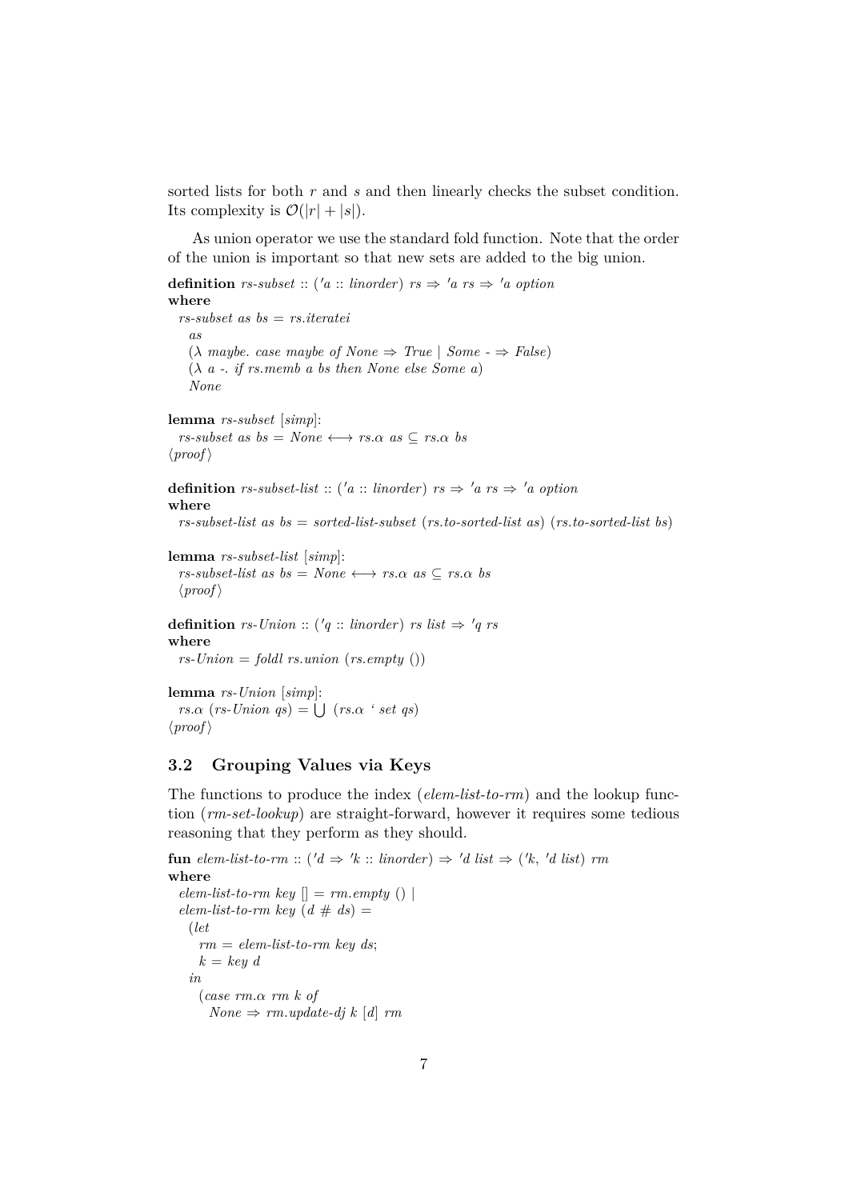sorted lists for both $r$ and $s$ and then linearly checks the subset condition. Its complexity is $\mathcal{O}(|r| + |s|)$.

As union operator we use the standard fold function. Note that the order of the union is important so that new sets are added to the big union.

```
definition rs-subset :: ('a :: linorder) rs ⇒ 'a rs ⇒ 'a option
where
  rs-subset as bs = rs.iteratei
    as
    (λ maybe. case maybe of None ⇒ True | Some - ⇒ False)
    (λ a -. if rs.memb a bs then None else Some a)
    None

lemma rs-subset [simp]:
  rs-subset as bs = None ⟷ rs.α as ⊆ rs.α bs
⟨proof⟩

definition rs-subset-list :: ('a :: linorder) rs ⇒ 'a rs ⇒ 'a option
where
  rs-subset-list as bs = sorted-list-subset (rs.to-sorted-list as) (rs.to-sorted-list bs)

lemma rs-subset-list [simp]:
  rs-subset-list as bs = None ⟷ rs.α as ⊆ rs.α bs
  ⟨proof⟩

definition rs-Union :: ('q :: linorder) rs list ⇒ 'q rs
where
  rs-Union = foldl rs.union (rs.empty ())

lemma rs-Union [simp]:
  rs.α (rs-Union qs) = ⋃ (rs.α ` set qs)
⟨proof⟩
```

### 3.2 Grouping Values via Keys

The functions to produce the index (*elem-list-to-rm*) and the lookup function (*rm-set-lookup*) are straight-forward, however it requires some tedious reasoning that they perform as they should.

```
fun elem-list-to-rm :: ('d ⇒ 'k :: linorder) ⇒ 'd list ⇒ ('k, 'd list) rm
where
  elem-list-to-rm key [] = rm.empty () |
  elem-list-to-rm key (d # ds) =
    (let
      rm = elem-list-to-rm key ds;
      k = key d
    in
      (case rm.α rm k of
        None ⇒ rm.update-dj k [d] rm
```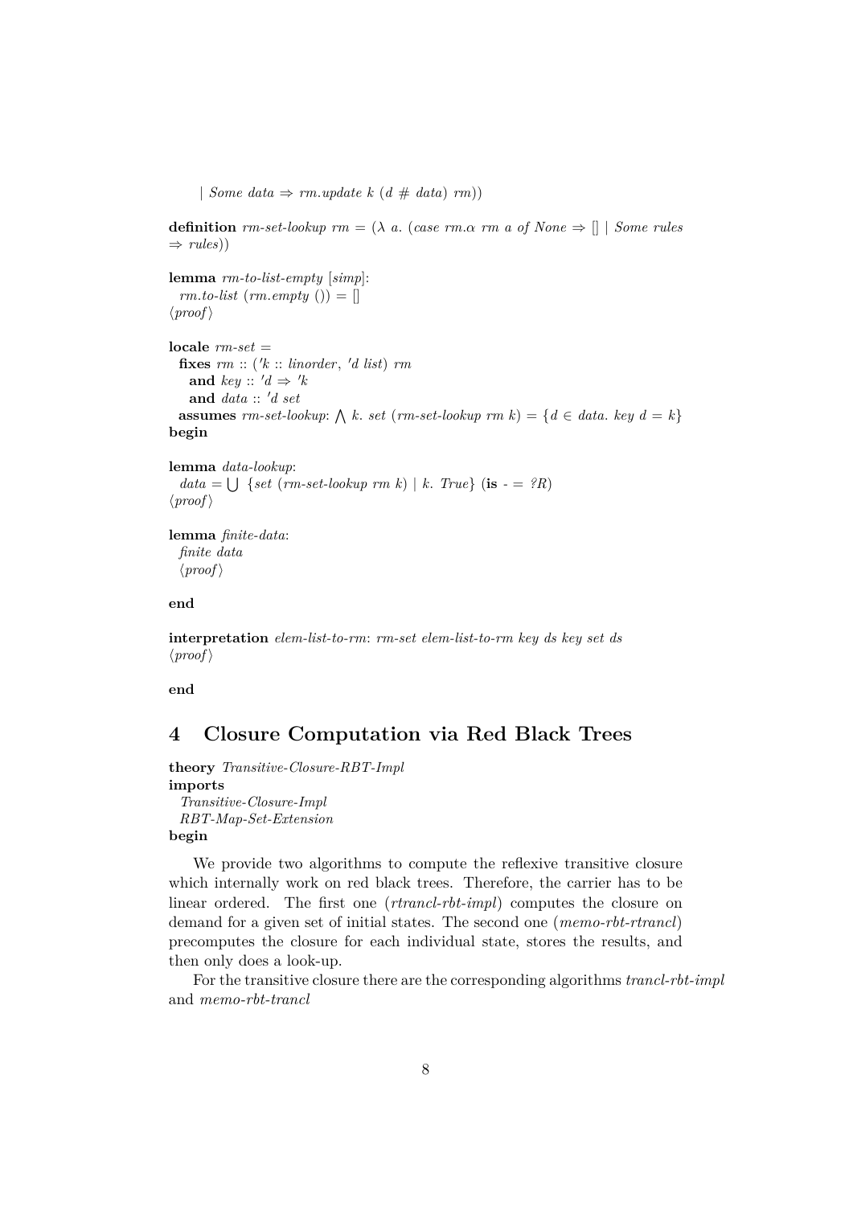| *Some data* ⇒ *rm.update k* (*d* # *data*) *rm*))

**definition** *rm-set-lookup rm* = (λ *a*. (*case rm*.α *rm a of None* ⇒ [] | *Some rules* ⇒ *rules*))

**lemma** *rm-to-list-empty* [*simp*]:
  *rm.to-list* (*rm.empty* ()) = []
⟨*proof*⟩

**locale** *rm-set* =
  **fixes** *rm* :: (′*k* :: *linorder*, ′*d list*) *rm*
    **and** *key* :: ′*d* ⇒ ′*k*
    **and** *data* :: ′*d set*
  **assumes** *rm-set-lookup*: ⋀ *k*. *set* (*rm-set-lookup rm k*) = {*d* ∈ *data*. *key d* = *k*}
**begin**

**lemma** *data-lookup*:
  *data* = ⋃ {*set* (*rm-set-lookup rm k*) | *k*. *True*} (**is** - = *?R*)
⟨*proof*⟩

**lemma** *finite-data*:
  *finite data*
  ⟨*proof*⟩

**end**

**interpretation** *elem-list-to-rm*: *rm-set elem-list-to-rm key ds key set ds*
⟨*proof*⟩

**end**

# 4 Closure Computation via Red Black Trees

**theory** *Transitive-Closure-RBT-Impl*
**imports**
  *Transitive-Closure-Impl*
  *RBT-Map-Set-Extension*
**begin**

We provide two algorithms to compute the reflexive transitive closure which internally work on red black trees. Therefore, the carrier has to be linear ordered. The first one (*rtrancl-rbt-impl*) computes the closure on demand for a given set of initial states. The second one (*memo-rbt-rtrancl*) precomputes the closure for each individual state, stores the results, and then only does a look-up.

For the transitive closure there are the corresponding algorithms *trancl-rbt-impl* and *memo-rbt-trancl*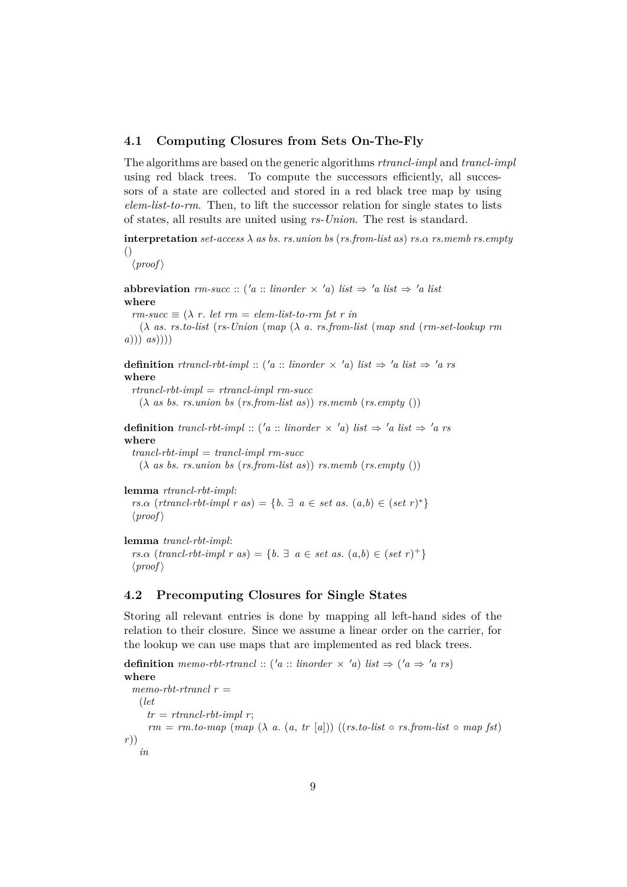### 4.1 Computing Closures from Sets On-The-Fly

The algorithms are based on the generic algorithms *rtrancl-impl* and *trancl-impl* using red black trees. To compute the successors efficiently, all successors of a state are collected and stored in a red black tree map by using *elem-list-to-rm*. Then, to lift the successor relation for single states to lists of states, all results are united using *rs-Union*. The rest is standard.

```
interpretation set-access λ as bs. rs.union bs (rs.from-list as) rs.α rs.memb rs.empty
()
  ⟨proof⟩

abbreviation rm-succ :: ('a :: linorder × 'a) list ⇒ 'a list ⇒ 'a list
where
  rm-succ ≡ (λ r. let rm = elem-list-to-rm fst r in
    (λ as. rs.to-list (rs-Union (map (λ a. rs.from-list (map snd (rm-set-lookup rm
a))) as))))

definition rtrancl-rbt-impl :: ('a :: linorder × 'a) list ⇒ 'a list ⇒ 'a rs
where
  rtrancl-rbt-impl = rtrancl-impl rm-succ
    (λ as bs. rs.union bs (rs.from-list as)) rs.memb (rs.empty ())

definition trancl-rbt-impl :: ('a :: linorder × 'a) list ⇒ 'a list ⇒ 'a rs
where
  trancl-rbt-impl = trancl-impl rm-succ
    (λ as bs. rs.union bs (rs.from-list as)) rs.memb (rs.empty ())

lemma rtrancl-rbt-impl:
  rs.α (rtrancl-rbt-impl r as) = {b. ∃ a ∈ set as. (a,b) ∈ (set r)*}
  ⟨proof⟩

lemma trancl-rbt-impl:
  rs.α (trancl-rbt-impl r as) = {b. ∃ a ∈ set as. (a,b) ∈ (set r)+}
  ⟨proof⟩
```

### 4.2 Precomputing Closures for Single States

Storing all relevant entries is done by mapping all left-hand sides of the relation to their closure. Since we assume a linear order on the carrier, for the lookup we can use maps that are implemented as red black trees.

```
definition memo-rbt-rtrancl :: ('a :: linorder × 'a) list ⇒ ('a ⇒ 'a rs)
where
  memo-rbt-rtrancl r =
    (let
      tr = rtrancl-rbt-impl r;
      rm = rm.to-map (map (λ a. (a, tr [a])) ((rs.to-list ∘ rs.from-list ∘ map fst)
r))
    in
```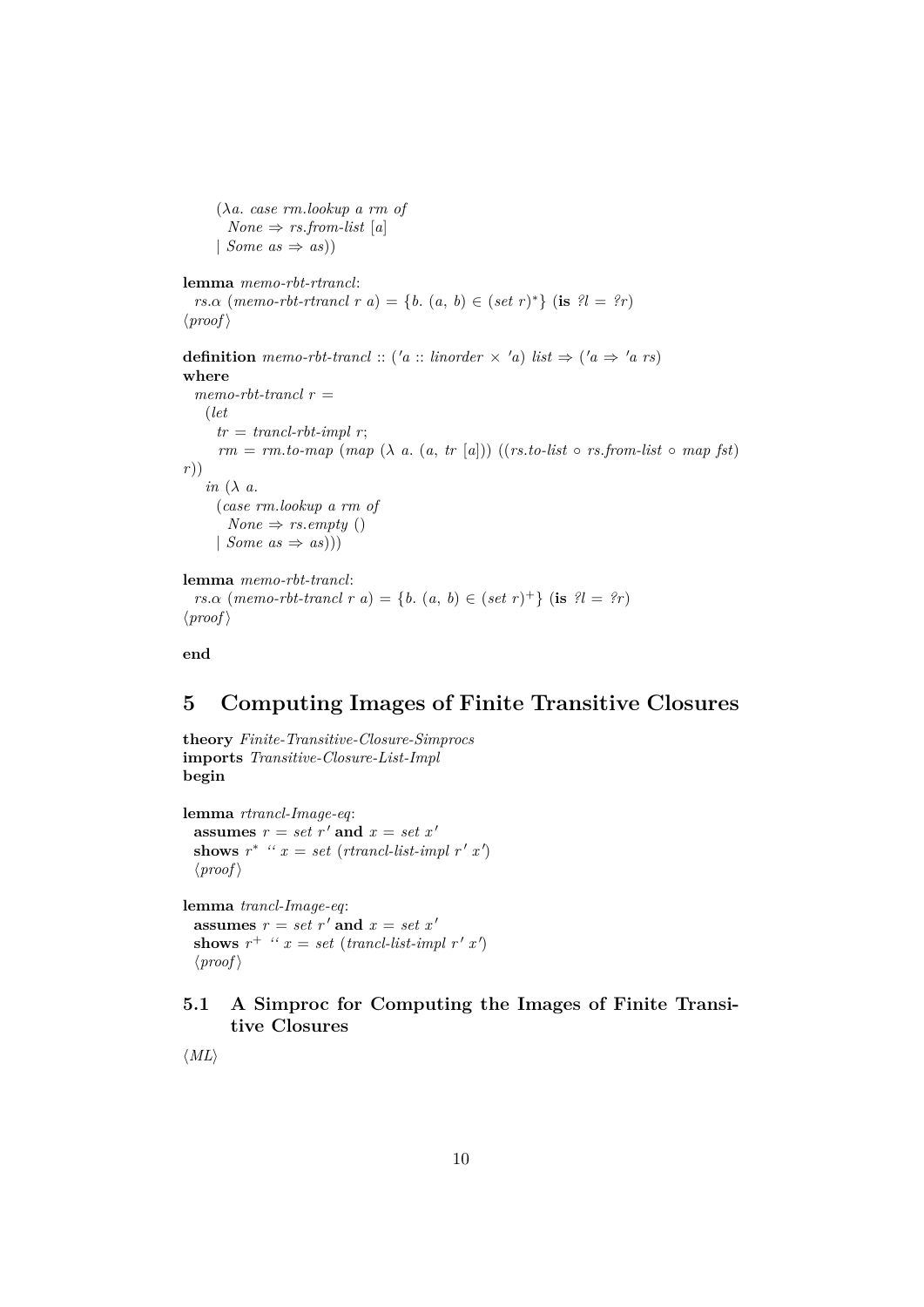```
    (λa. case rm.lookup a rm of
      None ⇒ rs.from-list [a]
    | Some as ⇒ as))
```

**lemma** *memo-rbt-rtrancl*:
  *rs.α* (*memo-rbt-rtrancl r a*) = {*b*. (*a*, *b*) ∈ (*set r*)*} (**is** *?l* = *?r*)
⟨*proof*⟩

**definition** *memo-rbt-trancl* :: (′*a* :: *linorder* × ′*a*) *list* ⇒ (′*a* ⇒ ′*a rs*)
**where**

```
  memo-rbt-trancl r =
    (let
      tr = trancl-rbt-impl r;
      rm = rm.to-map (map (λ a. (a, tr [a])) ((rs.to-list ∘ rs.from-list ∘ map fst)
r))
    in (λ a.
      (case rm.lookup a rm of
        None ⇒ rs.empty ()
      | Some as ⇒ as)))
```

**lemma** *memo-rbt-trancl*:
  *rs.α* (*memo-rbt-trancl r a*) = {*b*. (*a*, *b*) ∈ (*set r*)⁺} (**is** *?l* = *?r*)
⟨*proof*⟩

**end**

# 5 Computing Images of Finite Transitive Closures

**theory** *Finite-Transitive-Closure-Simprocs*
**imports** *Transitive-Closure-List-Impl*
**begin**

**lemma** *rtrancl-Image-eq*:
  **assumes** *r* = *set r*′ **and** *x* = *set x*′
  **shows** *r** `` *x* = *set* (*rtrancl-list-impl r*′ *x*′)
  ⟨*proof*⟩

**lemma** *trancl-Image-eq*:
  **assumes** *r* = *set r*′ **and** *x* = *set x*′
  **shows** *r*⁺ `` *x* = *set* (*trancl-list-impl r*′ *x*′)
  ⟨*proof*⟩

## 5.1 A Simproc for Computing the Images of Finite Transitive Closures

⟨*ML*⟩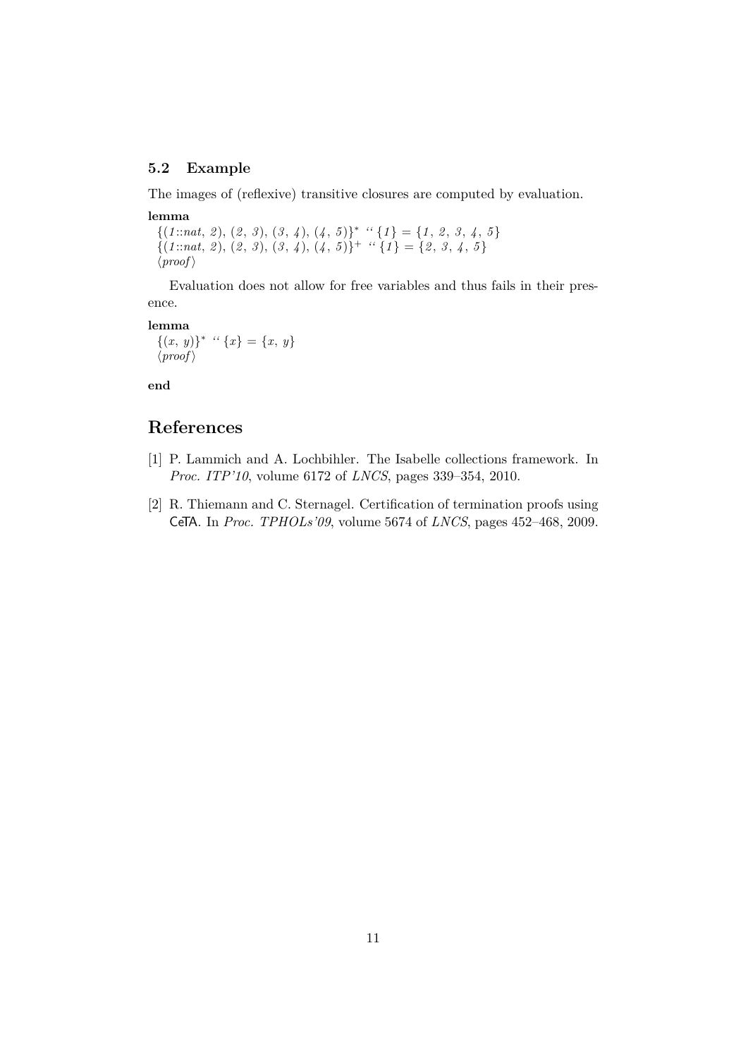### 5.2 Example

The images of (reflexive) transitive closures are computed by evaluation.

**lemma**
$\{(1::nat, 2), (2, 3), (3, 4), (4, 5)\}^* `` \{1\} = \{1, 2, 3, 4, 5\}$
$\{(1::nat, 2), (2, 3), (3, 4), (4, 5)\}^+ `` \{1\} = \{2, 3, 4, 5\}$
⟨*proof*⟩

Evaluation does not allow for free variables and thus fails in their presence.

**lemma**
$\{(x, y)\}^* `` \{x\} = \{x, y\}$
⟨*proof*⟩

**end**

## References

[1] P. Lammich and A. Lochbihler. The Isabelle collections framework. In *Proc. ITP'10*, volume 6172 of *LNCS*, pages 339–354, 2010.

[2] R. Thiemann and C. Sternagel. Certification of termination proofs using CeTA. In *Proc. TPHOLs'09*, volume 5674 of *LNCS*, pages 452–468, 2009.